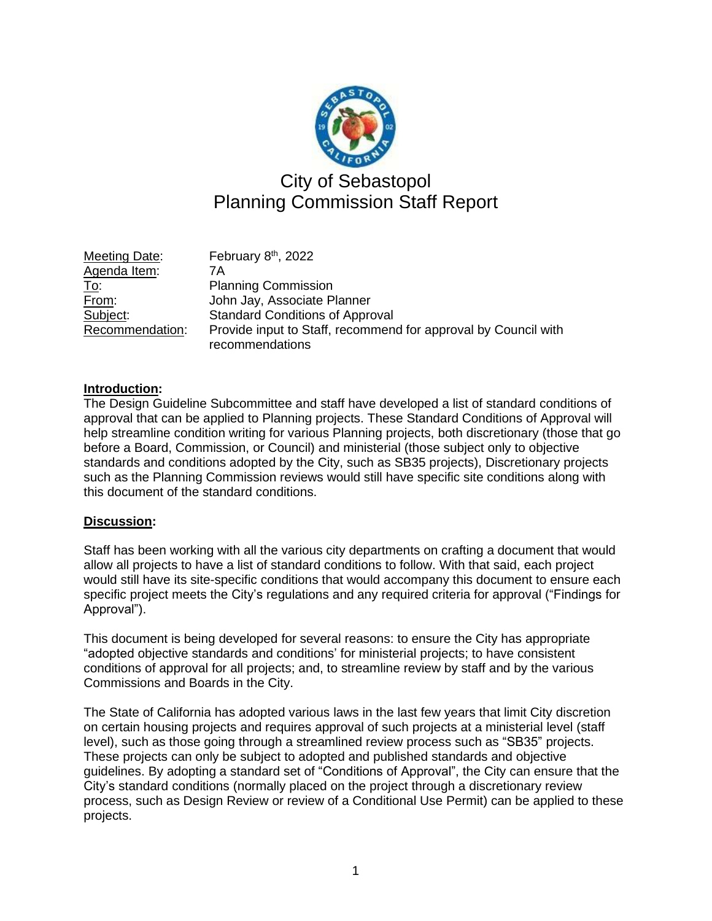# City of Sebastopol
# Planning Commission Staff Report

Meeting Date: February 8th, 2022
Agenda Item: 7A
To: Planning Commission
From: John Jay, Associate Planner
Subject: Standard Conditions of Approval
Recommendation: Provide input to Staff, recommend for approval by Council with recommendations

## Introduction:

The Design Guideline Subcommittee and staff have developed a list of standard conditions of approval that can be applied to Planning projects. These Standard Conditions of Approval will help streamline condition writing for various Planning projects, both discretionary (those that go before a Board, Commission, or Council) and ministerial (those subject only to objective standards and conditions adopted by the City, such as SB35 projects), Discretionary projects such as the Planning Commission reviews would still have specific site conditions along with this document of the standard conditions.

## Discussion:

Staff has been working with all the various city departments on crafting a document that would allow all projects to have a list of standard conditions to follow. With that said, each project would still have its site-specific conditions that would accompany this document to ensure each specific project meets the City's regulations and any required criteria for approval ("Findings for Approval").

This document is being developed for several reasons: to ensure the City has appropriate "adopted objective standards and conditions' for ministerial projects; to have consistent conditions of approval for all projects; and, to streamline review by staff and by the various Commissions and Boards in the City.

The State of California has adopted various laws in the last few years that limit City discretion on certain housing projects and requires approval of such projects at a ministerial level (staff level), such as those going through a streamlined review process such as "SB35" projects. These projects can only be subject to adopted and published standards and objective guidelines. By adopting a standard set of "Conditions of Approval", the City can ensure that the City's standard conditions (normally placed on the project through a discretionary review process, such as Design Review or review of a Conditional Use Permit) can be applied to these projects.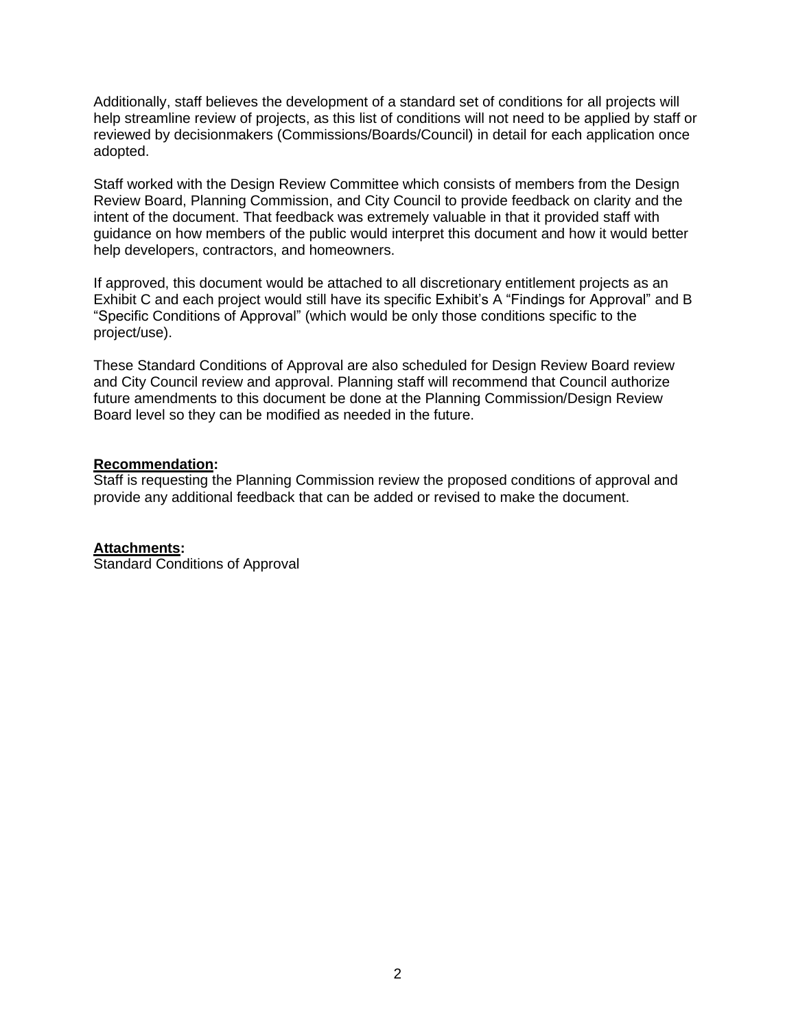Additionally, staff believes the development of a standard set of conditions for all projects will help streamline review of projects, as this list of conditions will not need to be applied by staff or reviewed by decisionmakers (Commissions/Boards/Council) in detail for each application once adopted.

Staff worked with the Design Review Committee which consists of members from the Design Review Board, Planning Commission, and City Council to provide feedback on clarity and the intent of the document. That feedback was extremely valuable in that it provided staff with guidance on how members of the public would interpret this document and how it would better help developers, contractors, and homeowners.

If approved, this document would be attached to all discretionary entitlement projects as an Exhibit C and each project would still have its specific Exhibit's A "Findings for Approval" and B "Specific Conditions of Approval" (which would be only those conditions specific to the project/use).

These Standard Conditions of Approval are also scheduled for Design Review Board review and City Council review and approval. Planning staff will recommend that Council authorize future amendments to this document be done at the Planning Commission/Design Review Board level so they can be modified as needed in the future.

**Recommendation:**
Staff is requesting the Planning Commission review the proposed conditions of approval and provide any additional feedback that can be added or revised to make the document.

**Attachments:**
Standard Conditions of Approval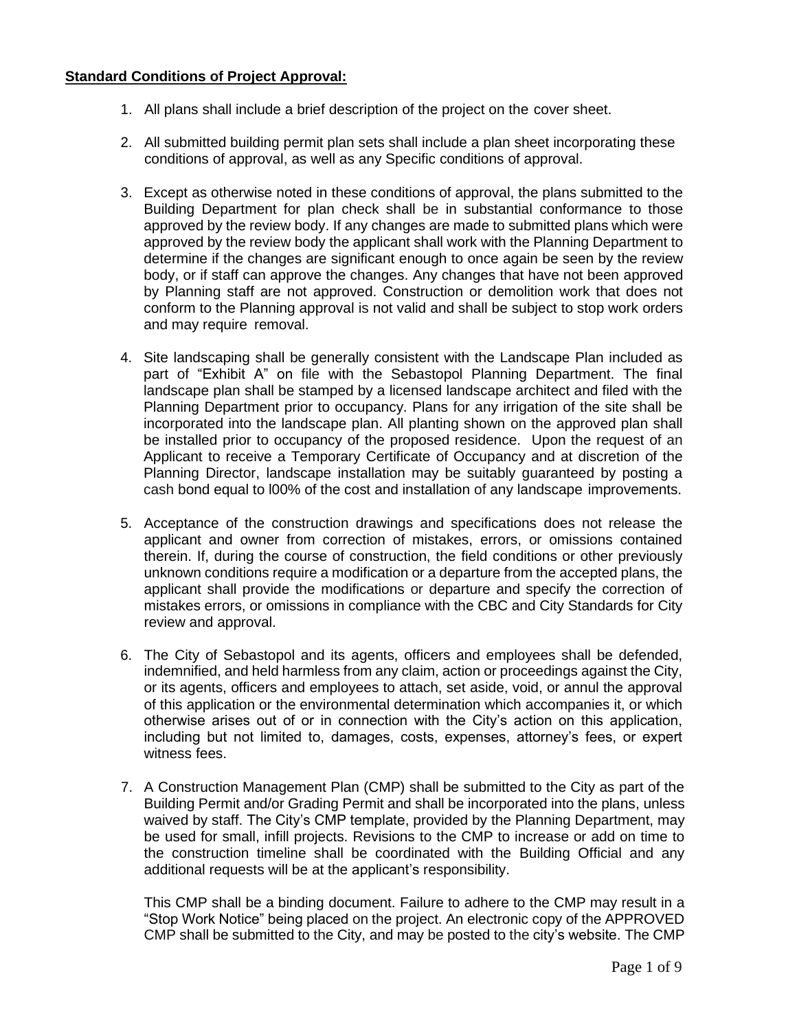**Standard Conditions of Project Approval:**

1. All plans shall include a brief description of the project on the cover sheet.

2. All submitted building permit plan sets shall include a plan sheet incorporating these conditions of approval, as well as any Specific conditions of approval.

3. Except as otherwise noted in these conditions of approval, the plans submitted to the Building Department for plan check shall be in substantial conformance to those approved by the review body. If any changes are made to submitted plans which were approved by the review body the applicant shall work with the Planning Department to determine if the changes are significant enough to once again be seen by the review body, or if staff can approve the changes. Any changes that have not been approved by Planning staff are not approved. Construction or demolition work that does not conform to the Planning approval is not valid and shall be subject to stop work orders and may require removal.

4. Site landscaping shall be generally consistent with the Landscape Plan included as part of "Exhibit A" on file with the Sebastopol Planning Department. The final landscape plan shall be stamped by a licensed landscape architect and filed with the Planning Department prior to occupancy. Plans for any irrigation of the site shall be incorporated into the landscape plan. All planting shown on the approved plan shall be installed prior to occupancy of the proposed residence. Upon the request of an Applicant to receive a Temporary Certificate of Occupancy and at discretion of the Planning Director, landscape installation may be suitably guaranteed by posting a cash bond equal to l00% of the cost and installation of any landscape improvements.

5. Acceptance of the construction drawings and specifications does not release the applicant and owner from correction of mistakes, errors, or omissions contained therein. If, during the course of construction, the field conditions or other previously unknown conditions require a modification or a departure from the accepted plans, the applicant shall provide the modifications or departure and specify the correction of mistakes errors, or omissions in compliance with the CBC and City Standards for City review and approval.

6. The City of Sebastopol and its agents, officers and employees shall be defended, indemnified, and held harmless from any claim, action or proceedings against the City, or its agents, officers and employees to attach, set aside, void, or annul the approval of this application or the environmental determination which accompanies it, or which otherwise arises out of or in connection with the City's action on this application, including but not limited to, damages, costs, expenses, attorney's fees, or expert witness fees.

7. A Construction Management Plan (CMP) shall be submitted to the City as part of the Building Permit and/or Grading Permit and shall be incorporated into the plans, unless waived by staff. The City's CMP template, provided by the Planning Department, may be used for small, infill projects. Revisions to the CMP to increase or add on time to the construction timeline shall be coordinated with the Building Official and any additional requests will be at the applicant's responsibility.

   This CMP shall be a binding document. Failure to adhere to the CMP may result in a "Stop Work Notice" being placed on the project. An electronic copy of the APPROVED CMP shall be submitted to the City, and may be posted to the city's website. The CMP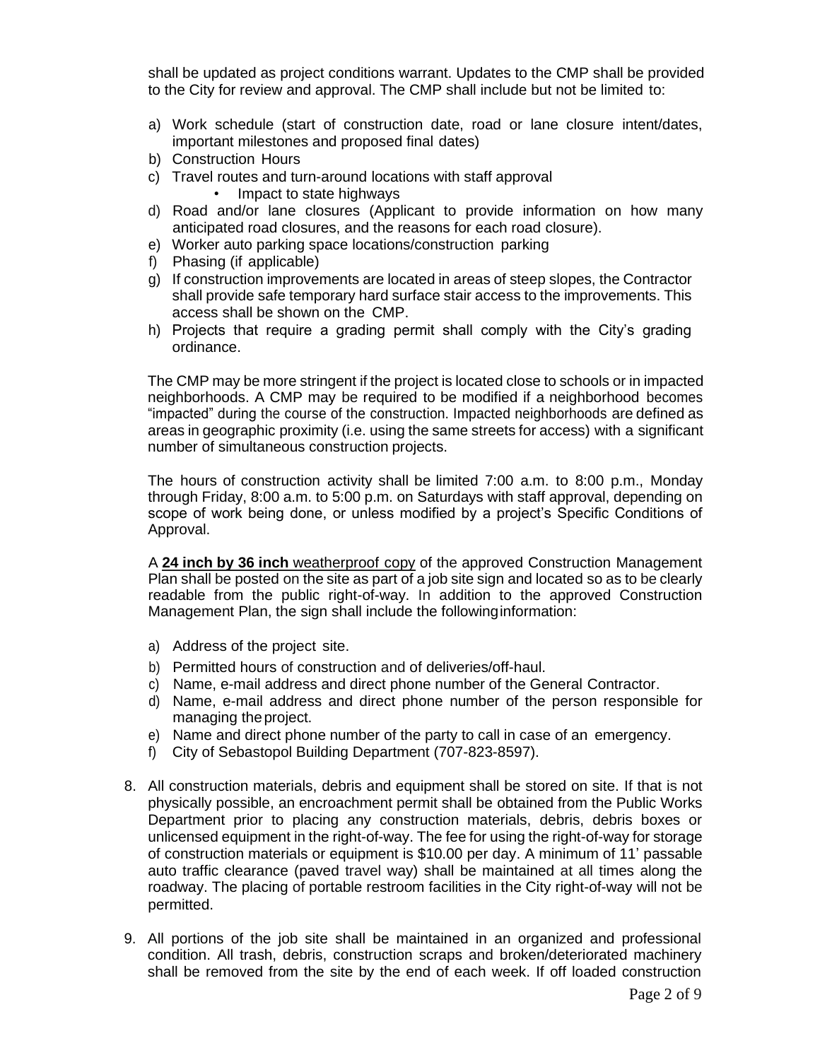shall be updated as project conditions warrant. Updates to the CMP shall be provided to the City for review and approval. The CMP shall include but not be limited to:

a) Work schedule (start of construction date, road or lane closure intent/dates, important milestones and proposed final dates)
b) Construction Hours
c) Travel routes and turn-around locations with staff approval
   - Impact to state highways
d) Road and/or lane closures (Applicant to provide information on how many anticipated road closures, and the reasons for each road closure).
e) Worker auto parking space locations/construction parking
f) Phasing (if applicable)
g) If construction improvements are located in areas of steep slopes, the Contractor shall provide safe temporary hard surface stair access to the improvements. This access shall be shown on the CMP.
h) Projects that require a grading permit shall comply with the City's grading ordinance.

The CMP may be more stringent if the project is located close to schools or in impacted neighborhoods. A CMP may be required to be modified if a neighborhood becomes "impacted" during the course of the construction. Impacted neighborhoods are defined as areas in geographic proximity (i.e. using the same streets for access) with a significant number of simultaneous construction projects.

The hours of construction activity shall be limited 7:00 a.m. to 8:00 p.m., Monday through Friday, 8:00 a.m. to 5:00 p.m. on Saturdays with staff approval, depending on scope of work being done, or unless modified by a project's Specific Conditions of Approval.

A **<u>24 inch by 36 inch</u>** <u>weatherproof copy</u> of the approved Construction Management Plan shall be posted on the site as part of a job site sign and located so as to be clearly readable from the public right-of-way. In addition to the approved Construction Management Plan, the sign shall include the following information:

a) Address of the project site.
b) Permitted hours of construction and of deliveries/off-haul.
c) Name, e-mail address and direct phone number of the General Contractor.
d) Name, e-mail address and direct phone number of the person responsible for managing the project.
e) Name and direct phone number of the party to call in case of an emergency.
f) City of Sebastopol Building Department (707-823-8597).

8. All construction materials, debris and equipment shall be stored on site. If that is not physically possible, an encroachment permit shall be obtained from the Public Works Department prior to placing any construction materials, debris, debris boxes or unlicensed equipment in the right-of-way. The fee for using the right-of-way for storage of construction materials or equipment is $10.00 per day. A minimum of 11' passable auto traffic clearance (paved travel way) shall be maintained at all times along the roadway. The placing of portable restroom facilities in the City right-of-way will not be permitted.

9. All portions of the job site shall be maintained in an organized and professional condition. All trash, debris, construction scraps and broken/deteriorated machinery shall be removed from the site by the end of each week. If off loaded construction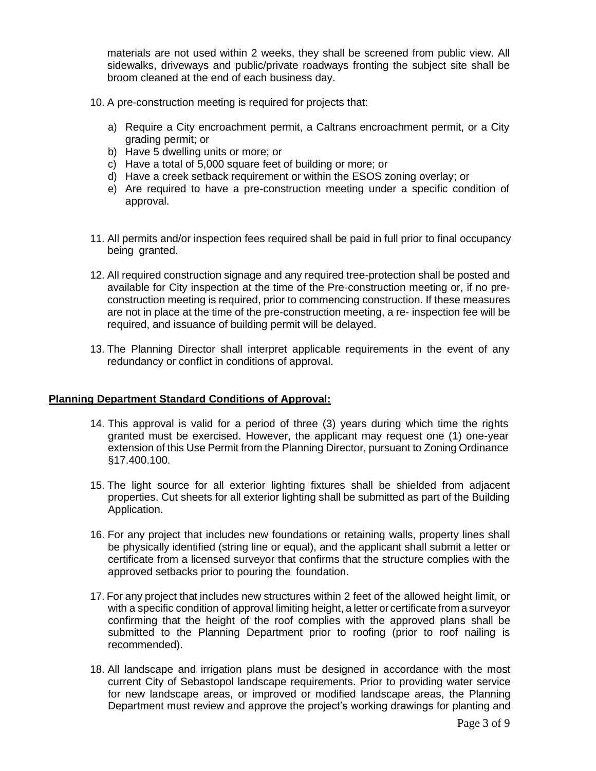materials are not used within 2 weeks, they shall be screened from public view. All sidewalks, driveways and public/private roadways fronting the subject site shall be broom cleaned at the end of each business day.

10. A pre-construction meeting is required for projects that:

    a) Require a City encroachment permit, a Caltrans encroachment permit, or a City grading permit; or
    b) Have 5 dwelling units or more; or
    c) Have a total of 5,000 square feet of building or more; or
    d) Have a creek setback requirement or within the ESOS zoning overlay; or
    e) Are required to have a pre-construction meeting under a specific condition of approval.

11. All permits and/or inspection fees required shall be paid in full prior to final occupancy being granted.

12. All required construction signage and any required tree-protection shall be posted and available for City inspection at the time of the Pre-construction meeting or, if no pre-construction meeting is required, prior to commencing construction. If these measures are not in place at the time of the pre-construction meeting, a re- inspection fee will be required, and issuance of building permit will be delayed.

13. The Planning Director shall interpret applicable requirements in the event of any redundancy or conflict in conditions of approval.

**Planning Department Standard Conditions of Approval:**

14. This approval is valid for a period of three (3) years during which time the rights granted must be exercised. However, the applicant may request one (1) one-year extension of this Use Permit from the Planning Director, pursuant to Zoning Ordinance §17.400.100.

15. The light source for all exterior lighting fixtures shall be shielded from adjacent properties. Cut sheets for all exterior lighting shall be submitted as part of the Building Application.

16. For any project that includes new foundations or retaining walls, property lines shall be physically identified (string line or equal), and the applicant shall submit a letter or certificate from a licensed surveyor that confirms that the structure complies with the approved setbacks prior to pouring the foundation.

17. For any project that includes new structures within 2 feet of the allowed height limit, or with a specific condition of approval limiting height, a letter or certificate from a surveyor confirming that the height of the roof complies with the approved plans shall be submitted to the Planning Department prior to roofing (prior to roof nailing is recommended).

18. All landscape and irrigation plans must be designed in accordance with the most current City of Sebastopol landscape requirements. Prior to providing water service for new landscape areas, or improved or modified landscape areas, the Planning Department must review and approve the project's working drawings for planting and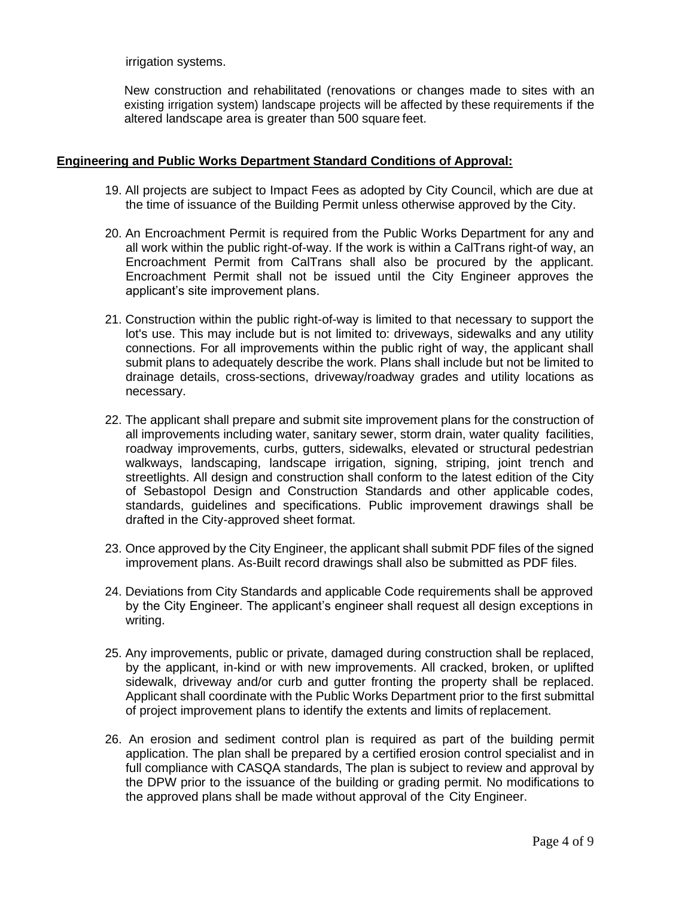irrigation systems.

New construction and rehabilitated (renovations or changes made to sites with an existing irrigation system) landscape projects will be affected by these requirements if the altered landscape area is greater than 500 square feet.

**Engineering and Public Works Department Standard Conditions of Approval:**

19. All projects are subject to Impact Fees as adopted by City Council, which are due at the time of issuance of the Building Permit unless otherwise approved by the City.

20. An Encroachment Permit is required from the Public Works Department for any and all work within the public right-of-way. If the work is within a CalTrans right-of way, an Encroachment Permit from CalTrans shall also be procured by the applicant. Encroachment Permit shall not be issued until the City Engineer approves the applicant's site improvement plans.

21. Construction within the public right-of-way is limited to that necessary to support the lot's use. This may include but is not limited to: driveways, sidewalks and any utility connections. For all improvements within the public right of way, the applicant shall submit plans to adequately describe the work. Plans shall include but not be limited to drainage details, cross-sections, driveway/roadway grades and utility locations as necessary.

22. The applicant shall prepare and submit site improvement plans for the construction of all improvements including water, sanitary sewer, storm drain, water quality facilities, roadway improvements, curbs, gutters, sidewalks, elevated or structural pedestrian walkways, landscaping, landscape irrigation, signing, striping, joint trench and streetlights. All design and construction shall conform to the latest edition of the City of Sebastopol Design and Construction Standards and other applicable codes, standards, guidelines and specifications. Public improvement drawings shall be drafted in the City-approved sheet format.

23. Once approved by the City Engineer, the applicant shall submit PDF files of the signed improvement plans. As-Built record drawings shall also be submitted as PDF files.

24. Deviations from City Standards and applicable Code requirements shall be approved by the City Engineer. The applicant's engineer shall request all design exceptions in writing.

25. Any improvements, public or private, damaged during construction shall be replaced, by the applicant, in-kind or with new improvements. All cracked, broken, or uplifted sidewalk, driveway and/or curb and gutter fronting the property shall be replaced. Applicant shall coordinate with the Public Works Department prior to the first submittal of project improvement plans to identify the extents and limits of replacement.

26. An erosion and sediment control plan is required as part of the building permit application. The plan shall be prepared by a certified erosion control specialist and in full compliance with CASQA standards, The plan is subject to review and approval by the DPW prior to the issuance of the building or grading permit. No modifications to the approved plans shall be made without approval of the City Engineer.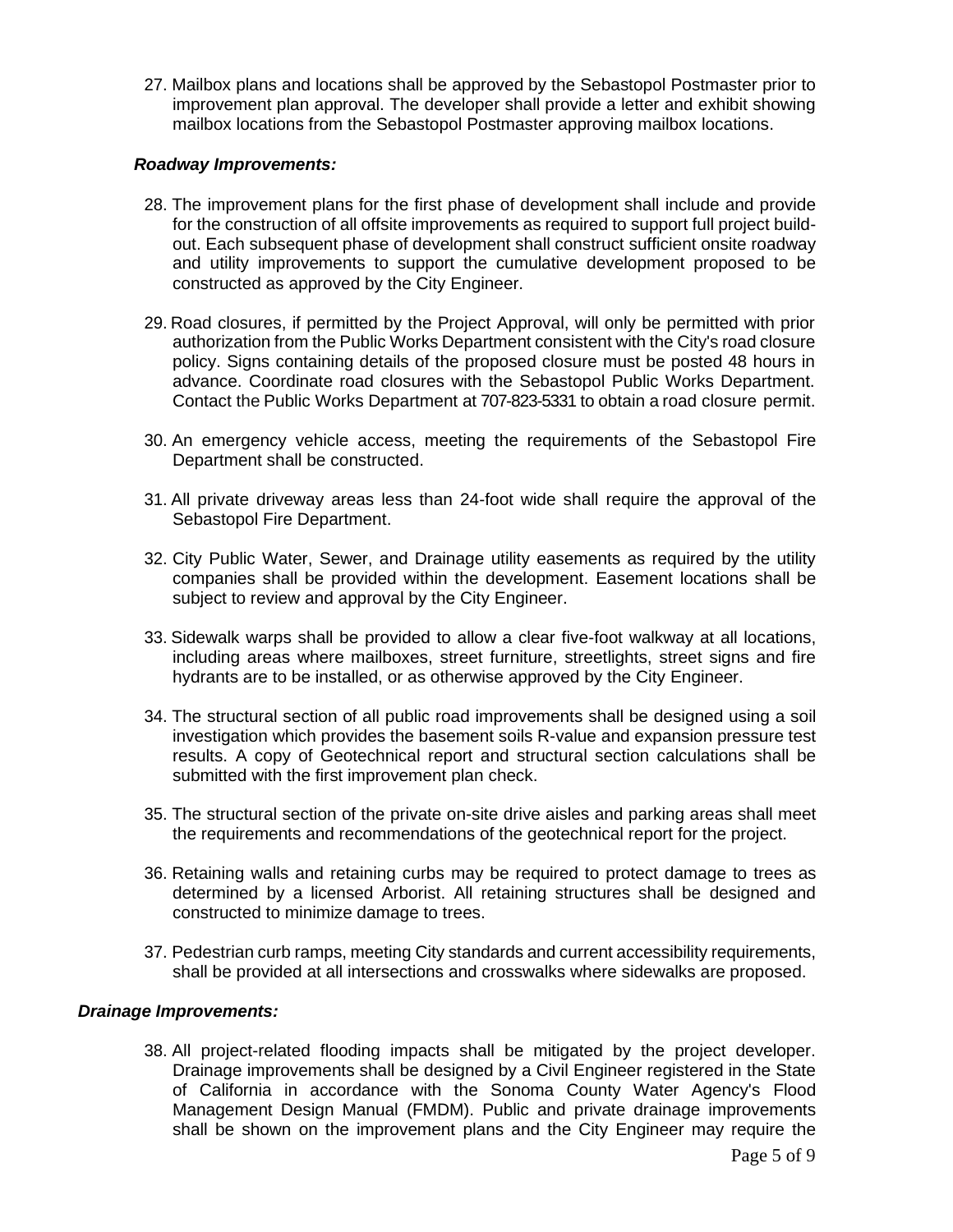27. Mailbox plans and locations shall be approved by the Sebastopol Postmaster prior to improvement plan approval. The developer shall provide a letter and exhibit showing mailbox locations from the Sebastopol Postmaster approving mailbox locations.

***Roadway Improvements:***

28. The improvement plans for the first phase of development shall include and provide for the construction of all offsite improvements as required to support full project build-out. Each subsequent phase of development shall construct sufficient onsite roadway and utility improvements to support the cumulative development proposed to be constructed as approved by the City Engineer.

29. Road closures, if permitted by the Project Approval, will only be permitted with prior authorization from the Public Works Department consistent with the City's road closure policy. Signs containing details of the proposed closure must be posted 48 hours in advance. Coordinate road closures with the Sebastopol Public Works Department. Contact the Public Works Department at 707-823-5331 to obtain a road closure permit.

30. An emergency vehicle access, meeting the requirements of the Sebastopol Fire Department shall be constructed.

31. All private driveway areas less than 24-foot wide shall require the approval of the Sebastopol Fire Department.

32. City Public Water, Sewer, and Drainage utility easements as required by the utility companies shall be provided within the development. Easement locations shall be subject to review and approval by the City Engineer.

33. Sidewalk warps shall be provided to allow a clear five-foot walkway at all locations, including areas where mailboxes, street furniture, streetlights, street signs and fire hydrants are to be installed, or as otherwise approved by the City Engineer.

34. The structural section of all public road improvements shall be designed using a soil investigation which provides the basement soils R-value and expansion pressure test results. A copy of Geotechnical report and structural section calculations shall be submitted with the first improvement plan check.

35. The structural section of the private on-site drive aisles and parking areas shall meet the requirements and recommendations of the geotechnical report for the project.

36. Retaining walls and retaining curbs may be required to protect damage to trees as determined by a licensed Arborist. All retaining structures shall be designed and constructed to minimize damage to trees.

37. Pedestrian curb ramps, meeting City standards and current accessibility requirements, shall be provided at all intersections and crosswalks where sidewalks are proposed.

***Drainage Improvements:***

38. All project-related flooding impacts shall be mitigated by the project developer. Drainage improvements shall be designed by a Civil Engineer registered in the State of California in accordance with the Sonoma County Water Agency's Flood Management Design Manual (FMDM). Public and private drainage improvements shall be shown on the improvement plans and the City Engineer may require the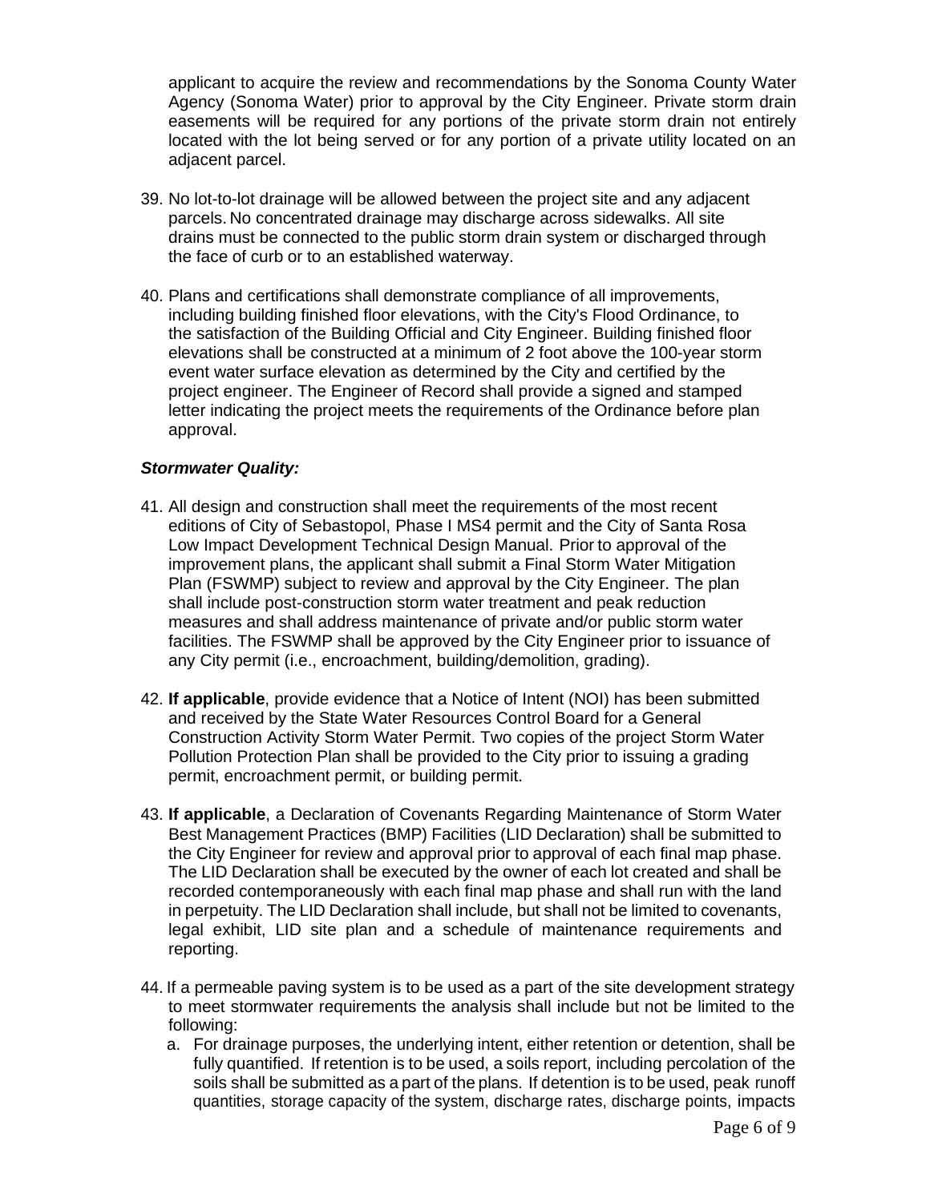applicant to acquire the review and recommendations by the Sonoma County Water Agency (Sonoma Water) prior to approval by the City Engineer. Private storm drain easements will be required for any portions of the private storm drain not entirely located with the lot being served or for any portion of a private utility located on an adjacent parcel.

39. No lot-to-lot drainage will be allowed between the project site and any adjacent parcels. No concentrated drainage may discharge across sidewalks. All site drains must be connected to the public storm drain system or discharged through the face of curb or to an established waterway.

40. Plans and certifications shall demonstrate compliance of all improvements, including building finished floor elevations, with the City's Flood Ordinance, to the satisfaction of the Building Official and City Engineer. Building finished floor elevations shall be constructed at a minimum of 2 foot above the 100-year storm event water surface elevation as determined by the City and certified by the project engineer. The Engineer of Record shall provide a signed and stamped letter indicating the project meets the requirements of the Ordinance before plan approval.

***Stormwater Quality:***

41. All design and construction shall meet the requirements of the most recent editions of City of Sebastopol, Phase I MS4 permit and the City of Santa Rosa Low Impact Development Technical Design Manual. Prior to approval of the improvement plans, the applicant shall submit a Final Storm Water Mitigation Plan (FSWMP) subject to review and approval by the City Engineer. The plan shall include post-construction storm water treatment and peak reduction measures and shall address maintenance of private and/or public storm water facilities. The FSWMP shall be approved by the City Engineer prior to issuance of any City permit (i.e., encroachment, building/demolition, grading).

42. **If applicable**, provide evidence that a Notice of Intent (NOI) has been submitted and received by the State Water Resources Control Board for a General Construction Activity Storm Water Permit. Two copies of the project Storm Water Pollution Protection Plan shall be provided to the City prior to issuing a grading permit, encroachment permit, or building permit.

43. **If applicable**, a Declaration of Covenants Regarding Maintenance of Storm Water Best Management Practices (BMP) Facilities (LID Declaration) shall be submitted to the City Engineer for review and approval prior to approval of each final map phase. The LID Declaration shall be executed by the owner of each lot created and shall be recorded contemporaneously with each final map phase and shall run with the land in perpetuity. The LID Declaration shall include, but shall not be limited to covenants, legal exhibit, LID site plan and a schedule of maintenance requirements and reporting.

44. If a permeable paving system is to be used as a part of the site development strategy to meet stormwater requirements the analysis shall include but not be limited to the following:
    a. For drainage purposes, the underlying intent, either retention or detention, shall be fully quantified. If retention is to be used, a soils report, including percolation of the soils shall be submitted as a part of the plans. If detention is to be used, peak runoff quantities, storage capacity of the system, discharge rates, discharge points, impacts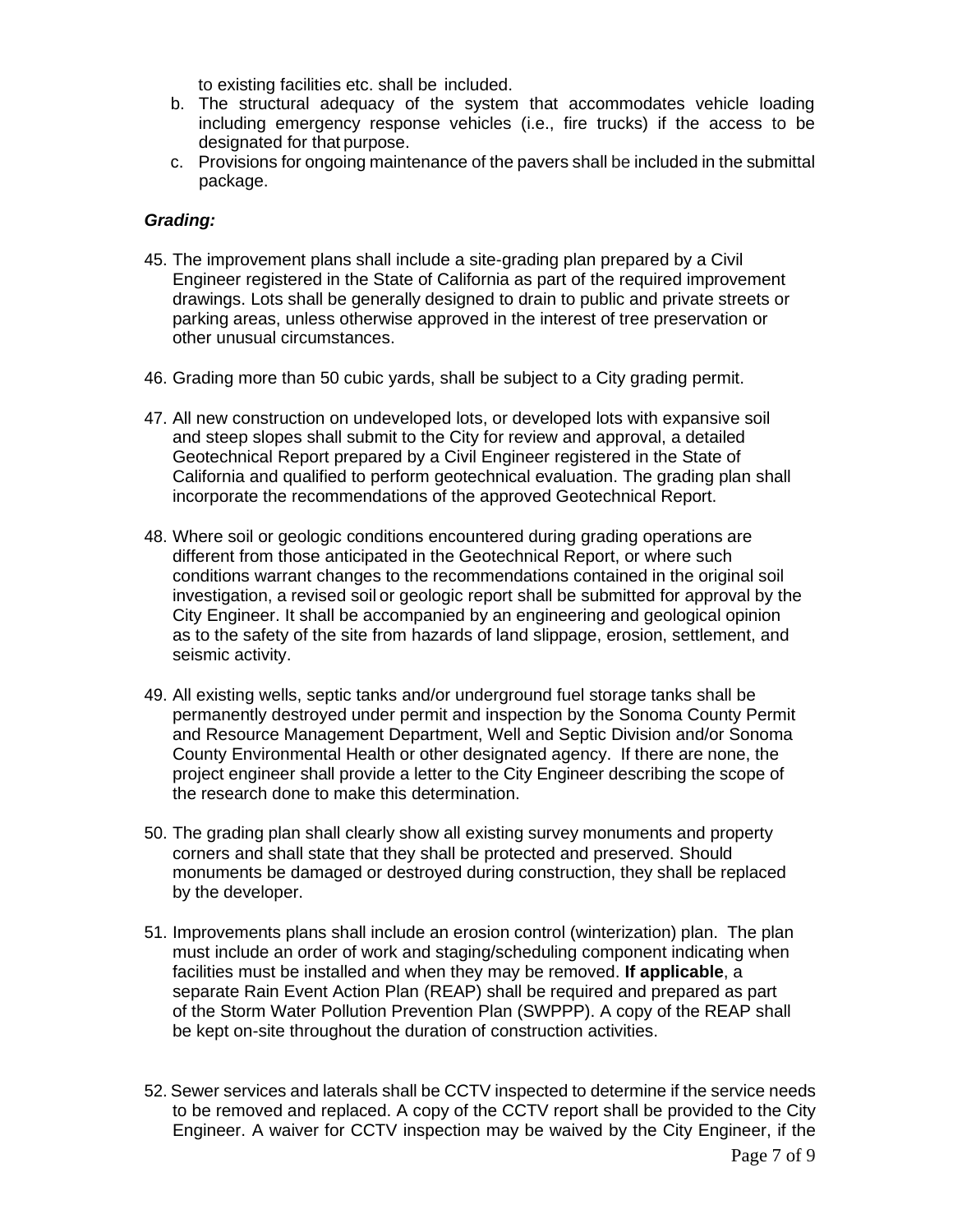to existing facilities etc. shall be included.

b. The structural adequacy of the system that accommodates vehicle loading including emergency response vehicles (i.e., fire trucks) if the access to be designated for that purpose.
c. Provisions for ongoing maintenance of the pavers shall be included in the submittal package.

***Grading:***

45. The improvement plans shall include a site-grading plan prepared by a Civil Engineer registered in the State of California as part of the required improvement drawings. Lots shall be generally designed to drain to public and private streets or parking areas, unless otherwise approved in the interest of tree preservation or other unusual circumstances.

46. Grading more than 50 cubic yards, shall be subject to a City grading permit.

47. All new construction on undeveloped lots, or developed lots with expansive soil and steep slopes shall submit to the City for review and approval, a detailed Geotechnical Report prepared by a Civil Engineer registered in the State of California and qualified to perform geotechnical evaluation. The grading plan shall incorporate the recommendations of the approved Geotechnical Report.

48. Where soil or geologic conditions encountered during grading operations are different from those anticipated in the Geotechnical Report, or where such conditions warrant changes to the recommendations contained in the original soil investigation, a revised soil or geologic report shall be submitted for approval by the City Engineer. It shall be accompanied by an engineering and geological opinion as to the safety of the site from hazards of land slippage, erosion, settlement, and seismic activity.

49. All existing wells, septic tanks and/or underground fuel storage tanks shall be permanently destroyed under permit and inspection by the Sonoma County Permit and Resource Management Department, Well and Septic Division and/or Sonoma County Environmental Health or other designated agency. If there are none, the project engineer shall provide a letter to the City Engineer describing the scope of the research done to make this determination.

50. The grading plan shall clearly show all existing survey monuments and property corners and shall state that they shall be protected and preserved. Should monuments be damaged or destroyed during construction, they shall be replaced by the developer.

51. Improvements plans shall include an erosion control (winterization) plan. The plan must include an order of work and staging/scheduling component indicating when facilities must be installed and when they may be removed. **If applicable**, a separate Rain Event Action Plan (REAP) shall be required and prepared as part of the Storm Water Pollution Prevention Plan (SWPPP). A copy of the REAP shall be kept on-site throughout the duration of construction activities.

52. Sewer services and laterals shall be CCTV inspected to determine if the service needs to be removed and replaced. A copy of the CCTV report shall be provided to the City Engineer. A waiver for CCTV inspection may be waived by the City Engineer, if the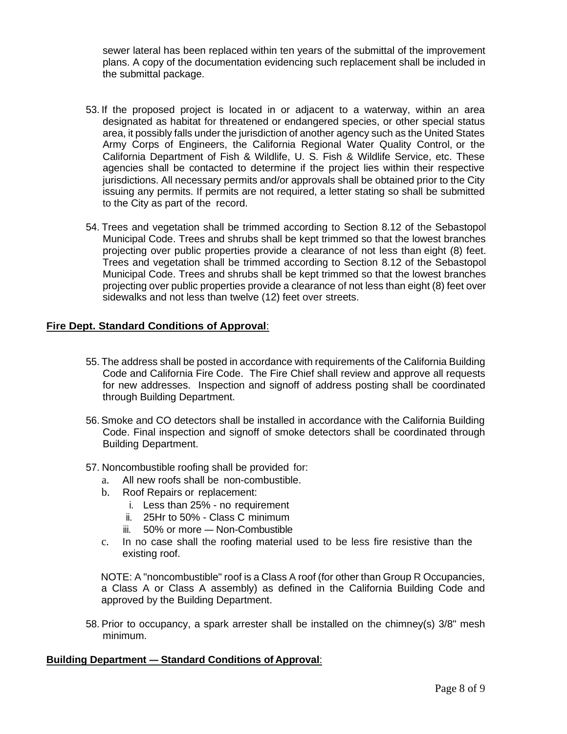sewer lateral has been replaced within ten years of the submittal of the improvement plans. A copy of the documentation evidencing such replacement shall be included in the submittal package.

53. If the proposed project is located in or adjacent to a waterway, within an area designated as habitat for threatened or endangered species, or other special status area, it possibly falls under the jurisdiction of another agency such as the United States Army Corps of Engineers, the California Regional Water Quality Control, or the California Department of Fish & Wildlife, U. S. Fish & Wildlife Service, etc. These agencies shall be contacted to determine if the project lies within their respective jurisdictions. All necessary permits and/or approvals shall be obtained prior to the City issuing any permits. If permits are not required, a letter stating so shall be submitted to the City as part of the record.

54. Trees and vegetation shall be trimmed according to Section 8.12 of the Sebastopol Municipal Code. Trees and shrubs shall be kept trimmed so that the lowest branches projecting over public properties provide a clearance of not less than eight (8) feet. Trees and vegetation shall be trimmed according to Section 8.12 of the Sebastopol Municipal Code. Trees and shrubs shall be kept trimmed so that the lowest branches projecting over public properties provide a clearance of not less than eight (8) feet over sidewalks and not less than twelve (12) feet over streets.

**Fire Dept. Standard Conditions of Approval**:

55. The address shall be posted in accordance with requirements of the California Building Code and California Fire Code. The Fire Chief shall review and approve all requests for new addresses. Inspection and signoff of address posting shall be coordinated through Building Department.

56. Smoke and CO detectors shall be installed in accordance with the California Building Code. Final inspection and signoff of smoke detectors shall be coordinated through Building Department.

57. Noncombustible roofing shall be provided for:
    a. All new roofs shall be non-combustible.
    b. Roof Repairs or replacement:
        i. Less than 25% - no requirement
        ii. 25Hr to 50% - Class C minimum
        iii. 50% or more — Non-Combustible
    c. In no case shall the roofing material used to be less fire resistive than the existing roof.

    NOTE: A "noncombustible" roof is a Class A roof (for other than Group R Occupancies, a Class A or Class A assembly) as defined in the California Building Code and approved by the Building Department.

58. Prior to occupancy, a spark arrester shall be installed on the chimney(s) 3/8" mesh minimum.

**Building Department — Standard Conditions of Approval**: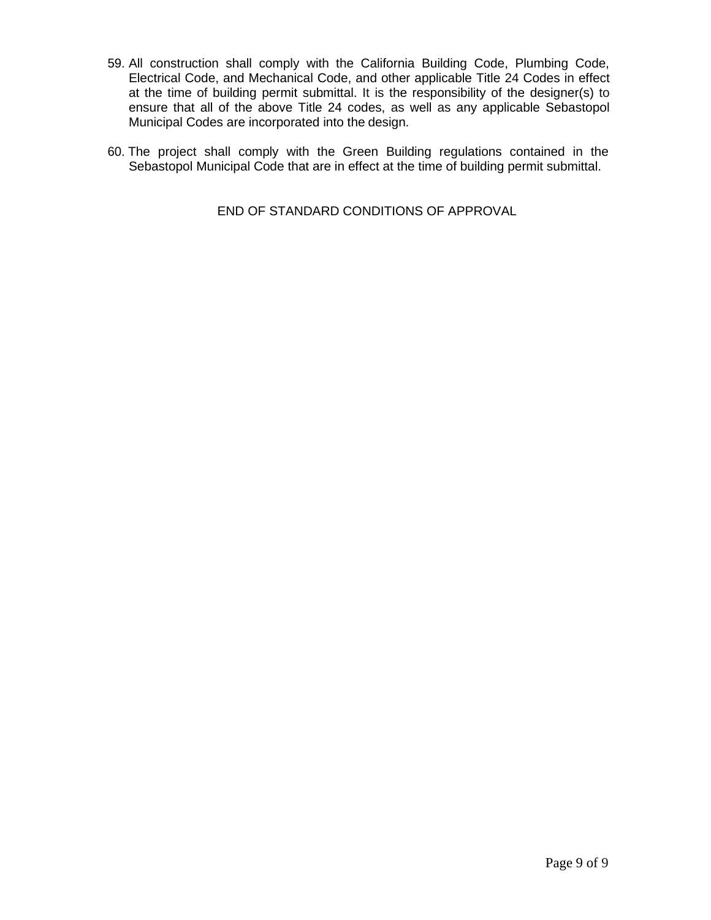59. All construction shall comply with the California Building Code, Plumbing Code, Electrical Code, and Mechanical Code, and other applicable Title 24 Codes in effect at the time of building permit submittal. It is the responsibility of the designer(s) to ensure that all of the above Title 24 codes, as well as any applicable Sebastopol Municipal Codes are incorporated into the design.

60. The project shall comply with the Green Building regulations contained in the Sebastopol Municipal Code that are in effect at the time of building permit submittal.

END OF STANDARD CONDITIONS OF APPROVAL